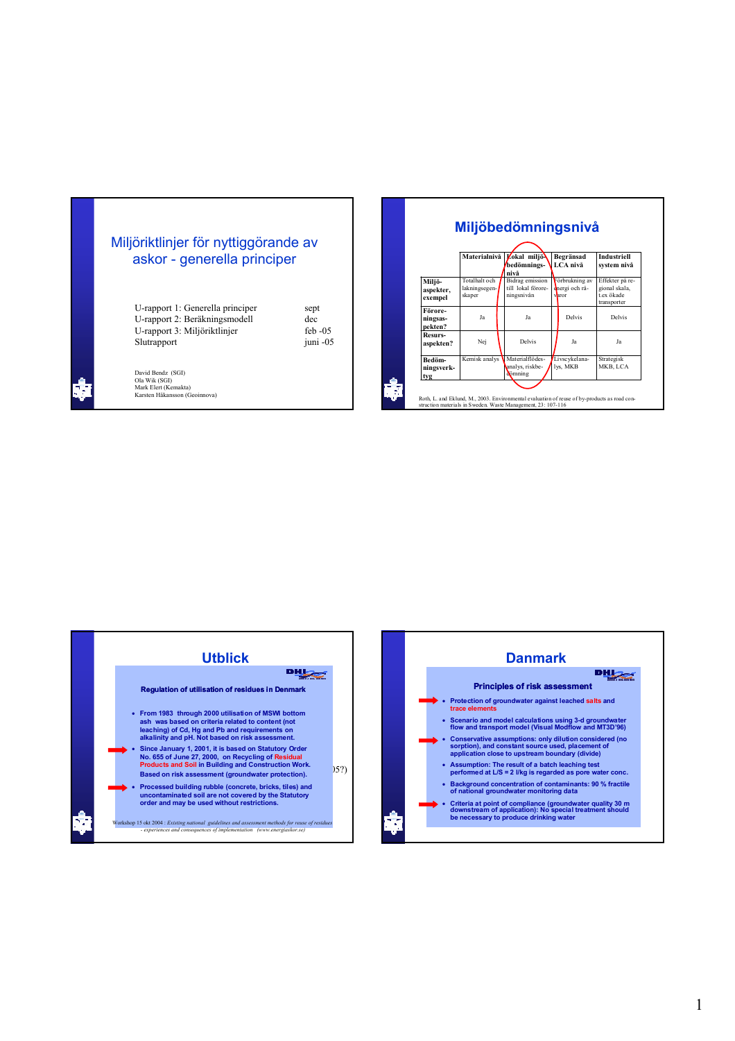# Miljöriktlinjer för nyttiggörande av askor - generella principer

| | |
|---|---|
| U-rapport 1: Generella principer | sept |
| U-rapport 2: Beräkningsmodell | dec |
| U-rapport 3: Miljöriktlinjer | feb -05 |
| Slutrapport | juni -05 |

David Bendz (SGI)
Ola Wik (SGI)
Mark Elert (Kemakta)
Karsten Håkansson (Geoinnova)

## Miljöbedömningsnivå

| | Materialnivå | Lokal miljöbedömningsnivå | Begränsad LCA nivå | Industriell system nivå |
|---|---|---|---|---|
| Miljöaspekter, exempel | Totalhalt och lakningsegenskaper | Bidrag emission till lokal föroreningsnivån | Förbrukning av energi och råvaror | Effekter på regional skala, t.ex ökade transporter |
| Föroreningsaspekten? | Ja | Ja | Delvis | Delvis |
| Resursaspekten? | Nej | Delvis | Ja | Ja |
| Bedömningsverktyg | Kemisk analys | Materialflödesanalys, riskbedömning | Livscykelanalys, MKB | Strategisk MKB, LCA |

Roth, L. and Eklund, M., 2003. Environmental evaluation of reuse of by-products as road construction materials in Sweden. Waste Management, 23: 107-116

## Utblick

### Regulation of utilisation of residues in Denmark

- From 1983 through 2000 utilisation of MSWI bottom ash was based on criteria related to content (not leaching) of Cd, Hg and Pb and requirements on alkalinity and pH. Not based on risk assessment.
- Since January 1, 2001, it is based on Statutory Order No. 655 of June 27, 2000, on Recycling of Residual Products and Soil in Building and Construction Work. Based on risk assessment (groundwater protection).
- Processed building rubble (concrete, bricks, tiles) and uncontaminated soil are not covered by the Statutory order and may be used without restrictions.

Workshop 15 okt 2004 : *Existing national guidelines and assessment methods for reuse of residues - experiences and consequences of implementation (www.energiaskor.se)*

## Danmark

### Principles of risk assessment

- Protection of groundwater against leached salts and trace elements
- Scenario and model calculations using 3-d groundwater flow and transport model (Visual Modflow and MT3D'96)
- Conservative assumptions: only dilution considered (no sorption), and constant source used, placement of application close to upstream boundary (divide)
- Assumption: The result of a batch leaching test performed at L/S = 2 l/kg is regarded as pore water conc.
- Background concentration of contaminants: 90 % fractile of national groundwater monitoring data
- Criteria at point of compliance (groundwater quality 30 m downstream of application): No special treatment should be necessary to produce drinking water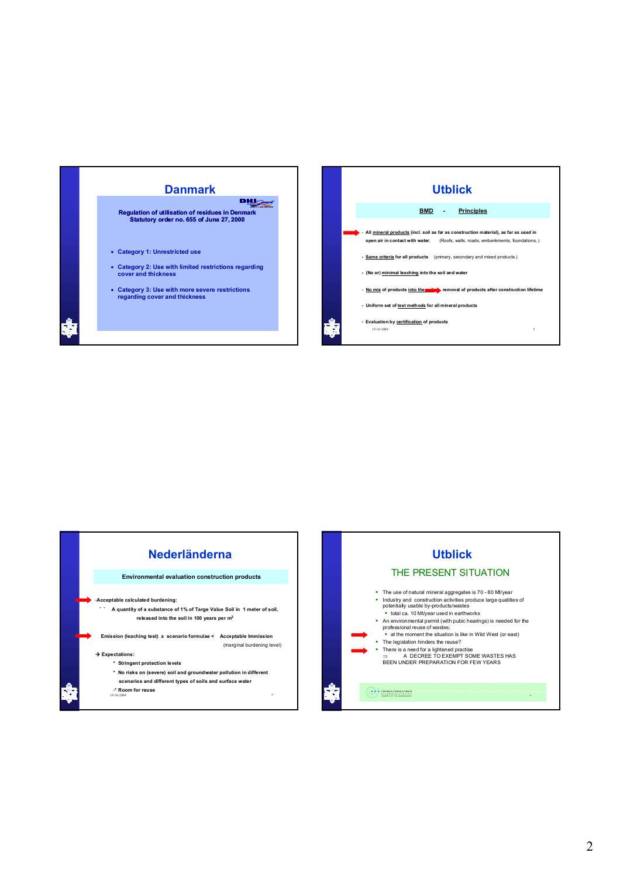## Danmark

**Regulation of utilisation of residues in Denmark**
**Statutory order no. 655 of June 27, 2000**

- Category 1: Unrestricted use
- Category 2: Use with limited restrictions regarding cover and thickness
- Category 3: Use with more severe restrictions regarding cover and thickness

## Utblick

**BMD - Principles**

- All mineral products (incl. soil as far as construction material), as far as used in open air in contact with water. (Roofs, walls, roads, embankments, foundations, )
- Same criteria for all products (primary, secondary and mixed products.)
- (No or) minimal leaching into the soil and water
- No mix of products into the soil → removal of products after construction lifetime
- Uniform set of test methods for all mineral products
- Evaluation by certification of products

## Nederländerna

**Environmental evaluation construction products**

- Acceptable calculated burdening:
  - A quantity of a substance of 1% of Targe Value Soil in 1 meter of soil, released into the soil in 100 years per m$^2$

Emission (leaching test) x scenario formulae < Acceptable Immission (marginal burdening level)

→ Expectations:

- Stringent protection levels
- No risks on (severe) soil and groundwater pollution in different scenarios and different types of soils and surface water
- Room for reuse

## Utblick

### THE PRESENT SITUATION

- The use of natural mineral aggregates is 70 - 80 Mt/year
- Industry and construction activities produce large quatities of potentially usable by-products/wastes
  - total ca. 10 Mt/year used in earthworks
- An environmental permit (with pubic hearings) is needed for the professional reuse of wastes;
  - at the moment the situation is like in Wild West (or east)
- The legislation hinders the reuse?
- There is a need for a lightened practice
  ⇒ A DECREE TO EXEMPT SOME WASTES HAS BEEN UNDER PREPARATION FOR FEW YEARS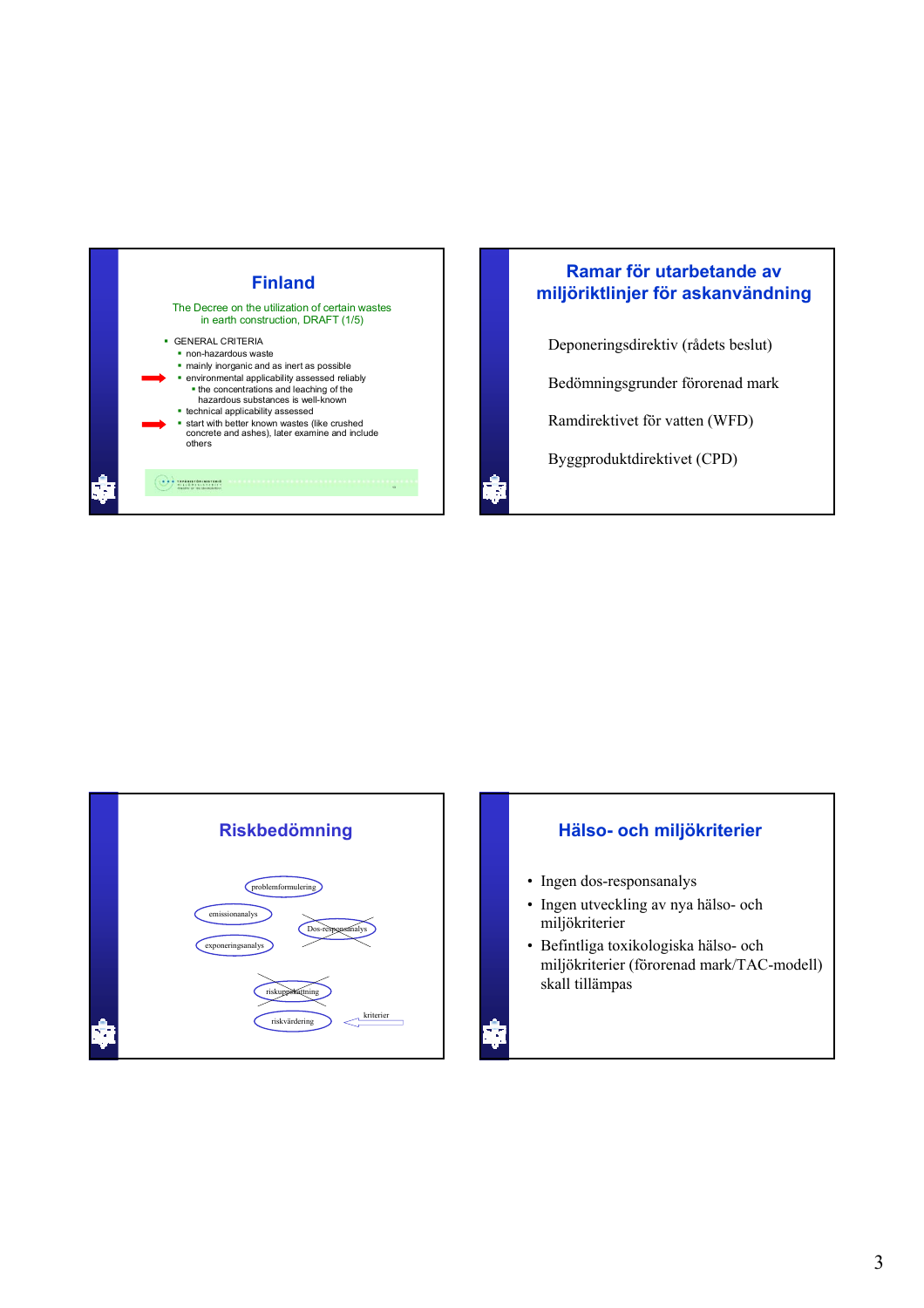## Finland

The Decree on the utilization of certain wastes in earth construction, DRAFT (1/5)

- GENERAL CRITERIA
  - non-hazardous waste
  - mainly inorganic and as inert as possible
  - environmental applicability assessed reliably
    - the concentrations and leaching of the hazardous substances is well-known
  - technical applicability assessed
  - start with better known wastes (like crushed concrete and ashes), later examine and include others

## Ramar för utarbetande av miljöriktlinjer för askanvändning

Deponeringsdirektiv (rådets beslut)

Bedömningsgrunder förorenad mark

Ramdirektivet för vatten (WFD)

Byggproduktdirektivet (CPD)

## Riskbedömning

problemformulering

emissionanalys

Dos-responsanalys

exponeringsanalys

riskuppskattning

riskvärdering

kriterier

## Hälso- och miljökriterier

- Ingen dos-responsanalys
- Ingen utveckling av nya hälso- och miljökriterier
- Befintliga toxikologiska hälso- och miljökriterier (förorenad mark/TAC-modell) skall tillämpas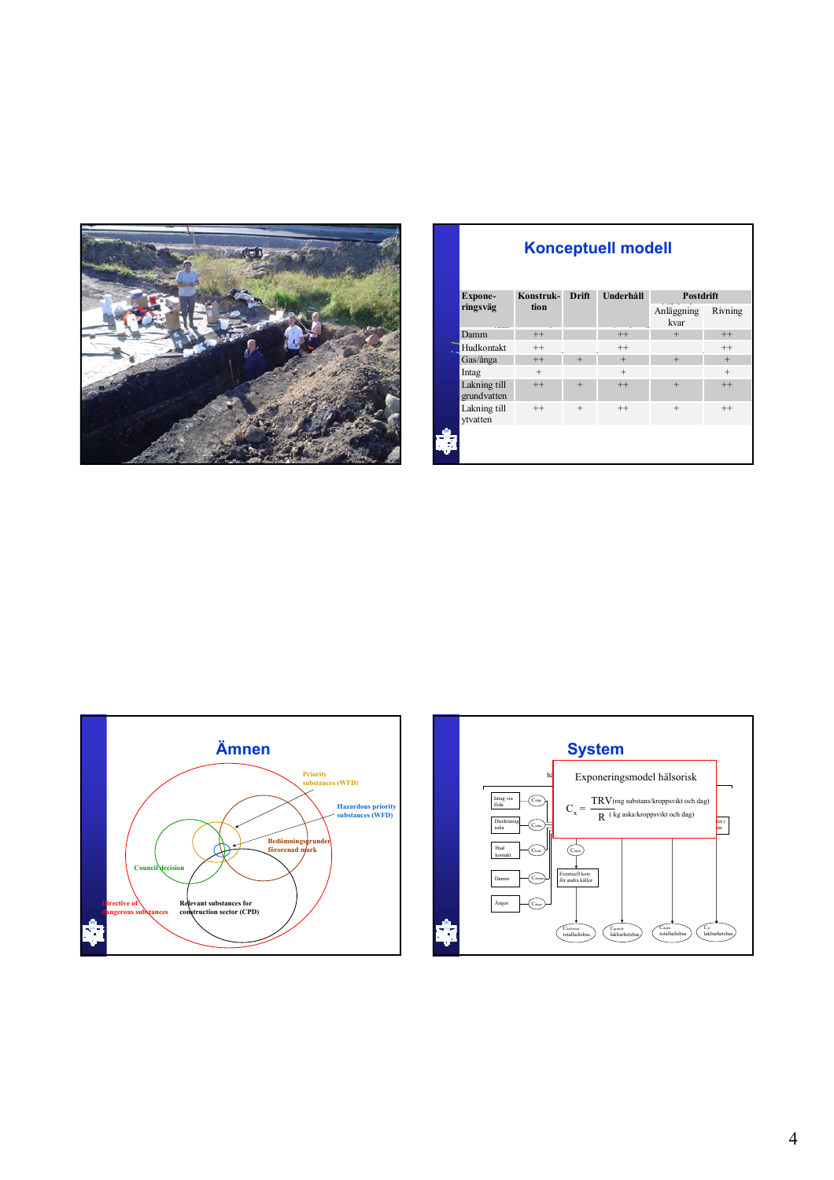## Konceptuell modell

| Exponeringsväg | Konstruktion | Drift | Underhåll | Postdrift | |
|---|---|---|---|---|---|
| | | | | Anläggning kvar | Rivning |
| Damm | ++ | | ++ | + | ++ |
| Hudkontakt | ++ | | ++ | | ++ |
| Gas/ånga | ++ | + | + | + | + |
| Intag | + | | + | | + |
| Lakning till grundvatten | ++ | + | ++ | + | ++ |
| Lakning till ytvatten | ++ | + | ++ | + | ++ |

## Ämnen

Priority substances (WFD)

Hazardous priority substances (WFD)

Bedömningsgrunder förorenad mark

Council decision

Directive of dangerous substances

Relevant substances for construction sector (CPD)

## System

Exponeringsmodel hälsorisk

$$C_x = \frac{TRV \text{(mg substans/kroppsvikt och dag)}}{R \text{ ( kg aska/kroppsvikt och dag)}}$$

Intag via föda

Direktintag aska

Hud kontakt

Damm

Ångor

Eventuell korr. för andra källor

totalhaltsbas

lakbarhetsbas

totalhaltsbas

lakbarhetsbas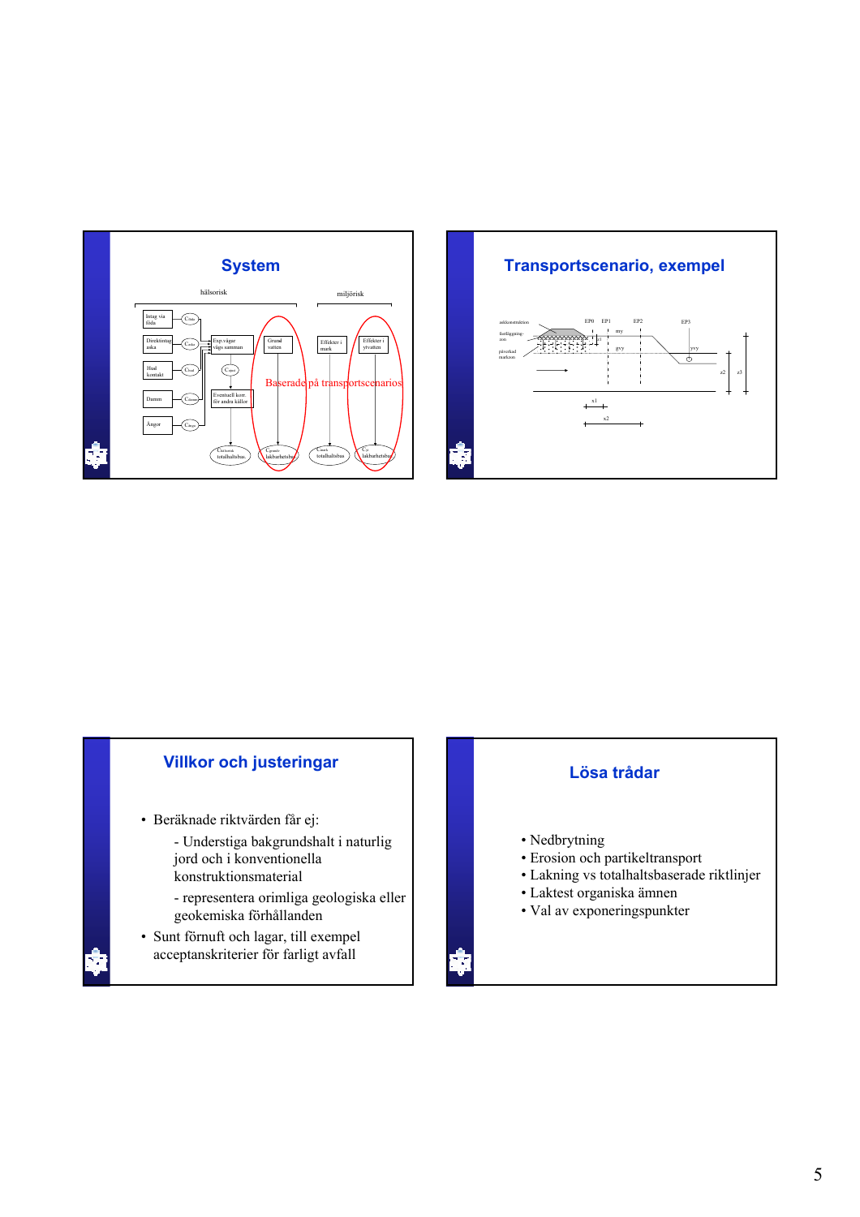## System

hälsorisk

miljörisk

Intag via föda

Direktintag aska

Hud kontakt

Damm

Ångor

Exp.vägar vägs samman

Eventuell korr. för andra källor

Grund vatten

Effekter i mark

Effekter i ytvatten

Baserade på transportscenarios

totalhaltsbas.

lakbarhetsbas

totalhaltsbas

lakbarhetsbas

## Transportscenario, exempel

askkonstruktion

fastläggnings-zon

påverkad markzon

EP0 EP1 EP2 EP3

my

gvy

yvy

z2 z3

x1

x2

## Villkor och justeringar

- Beräknade riktvärden får ej:
  - Understiga bakgrundshalt i naturlig jord och i konventionella konstruktionsmaterial
  - representera orimliga geologiska eller geokemiska förhållanden
- Sunt förnuft och lagar, till exempel acceptanskriterier för farligt avfall

## Lösa trådar

- Nedbrytning
- Erosion och partikeltransport
- Lakning vs totalhaltsbaserade riktlinjer
- Laktest organiska ämnen
- Val av exponeringspunkter